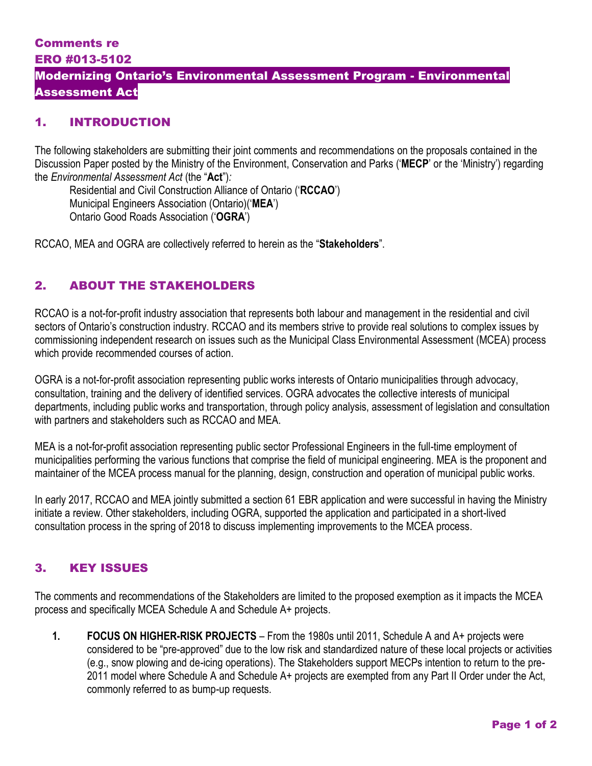# Comments re ERO #013-5102

# Modernizing Ontario's Environmental Assessment Program - Environmental Assessment Act

## 1. INTRODUCTION

The following stakeholders are submitting their joint comments and recommendations on the proposals contained in the Discussion Paper posted by the Ministry of the Environment, Conservation and Parks ('**MECP**' or the 'Ministry') regarding the *Environmental Assessment Act* (the "**Act**")*:*

Residential and Civil Construction Alliance of Ontario ('**RCCAO**')
Municipal Engineers Association (Ontario)('**MEA**')
Ontario Good Roads Association ('**OGRA**')

RCCAO, MEA and OGRA are collectively referred to herein as the "**Stakeholders**".

## 2. ABOUT THE STAKEHOLDERS

RCCAO is a not-for-profit industry association that represents both labour and management in the residential and civil sectors of Ontario's construction industry. RCCAO and its members strive to provide real solutions to complex issues by commissioning independent research on issues such as the Municipal Class Environmental Assessment (MCEA) process which provide recommended courses of action.

OGRA is a not-for-profit association representing public works interests of Ontario municipalities through advocacy, consultation, training and the delivery of identified services. OGRA advocates the collective interests of municipal departments, including public works and transportation, through policy analysis, assessment of legislation and consultation with partners and stakeholders such as RCCAO and MEA.

MEA is a not-for-profit association representing public sector Professional Engineers in the full-time employment of municipalities performing the various functions that comprise the field of municipal engineering. MEA is the proponent and maintainer of the MCEA process manual for the planning, design, construction and operation of municipal public works.

In early 2017, RCCAO and MEA jointly submitted a section 61 EBR application and were successful in having the Ministry initiate a review. Other stakeholders, including OGRA, supported the application and participated in a short-lived consultation process in the spring of 2018 to discuss implementing improvements to the MCEA process.

## 3. KEY ISSUES

The comments and recommendations of the Stakeholders are limited to the proposed exemption as it impacts the MCEA process and specifically MCEA Schedule A and Schedule A+ projects.

1. **FOCUS ON HIGHER-RISK PROJECTS** – From the 1980s until 2011, Schedule A and A+ projects were considered to be "pre-approved" due to the low risk and standardized nature of these local projects or activities (e.g., snow plowing and de-icing operations). The Stakeholders support MECPs intention to return to the pre-2011 model where Schedule A and Schedule A+ projects are exempted from any Part II Order under the Act, commonly referred to as bump-up requests.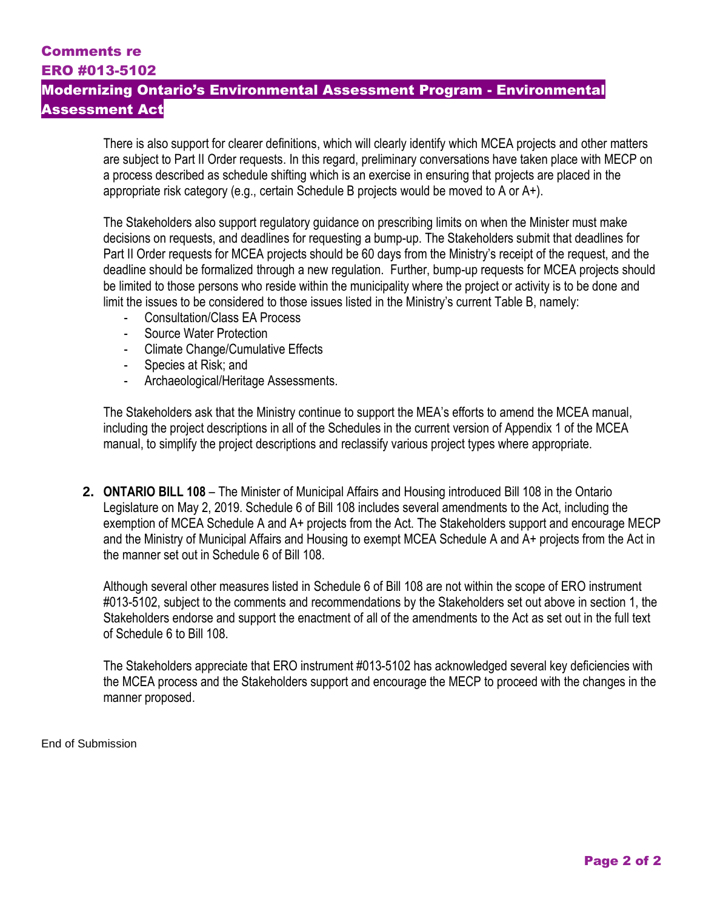There is also support for clearer definitions, which will clearly identify which MCEA projects and other matters are subject to Part II Order requests. In this regard, preliminary conversations have taken place with MECP on a process described as schedule shifting which is an exercise in ensuring that projects are placed in the appropriate risk category (e.g., certain Schedule B projects would be moved to A or A+).

The Stakeholders also support regulatory guidance on prescribing limits on when the Minister must make decisions on requests, and deadlines for requesting a bump-up. The Stakeholders submit that deadlines for Part II Order requests for MCEA projects should be 60 days from the Ministry's receipt of the request, and the deadline should be formalized through a new regulation. Further, bump-up requests for MCEA projects should be limited to those persons who reside within the municipality where the project or activity is to be done and limit the issues to be considered to those issues listed in the Ministry's current Table B, namely:

- Consultation/Class EA Process
- Source Water Protection
- Climate Change/Cumulative Effects
- Species at Risk; and
- Archaeological/Heritage Assessments.

The Stakeholders ask that the Ministry continue to support the MEA's efforts to amend the MCEA manual, including the project descriptions in all of the Schedules in the current version of Appendix 1 of the MCEA manual, to simplify the project descriptions and reclassify various project types where appropriate.

2. **ONTARIO BILL 108** – The Minister of Municipal Affairs and Housing introduced Bill 108 in the Ontario Legislature on May 2, 2019. Schedule 6 of Bill 108 includes several amendments to the Act, including the exemption of MCEA Schedule A and A+ projects from the Act. The Stakeholders support and encourage MECP and the Ministry of Municipal Affairs and Housing to exempt MCEA Schedule A and A+ projects from the Act in the manner set out in Schedule 6 of Bill 108.

   Although several other measures listed in Schedule 6 of Bill 108 are not within the scope of ERO instrument #013-5102, subject to the comments and recommendations by the Stakeholders set out above in section 1, the Stakeholders endorse and support the enactment of all of the amendments to the Act as set out in the full text of Schedule 6 to Bill 108.

   The Stakeholders appreciate that ERO instrument #013-5102 has acknowledged several key deficiencies with the MCEA process and the Stakeholders support and encourage the MECP to proceed with the changes in the manner proposed.

End of Submission